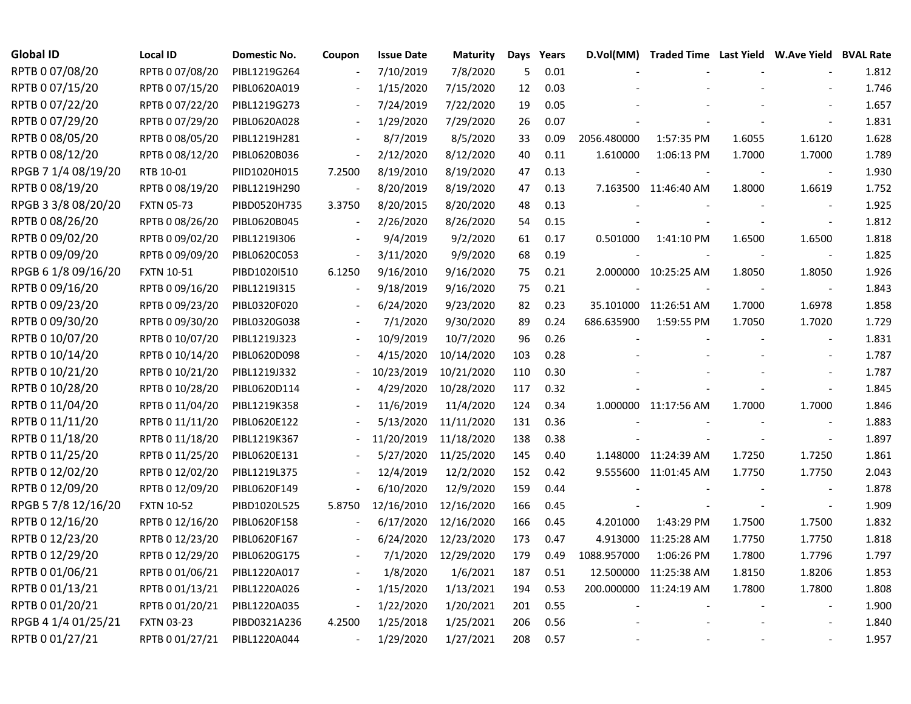| Global ID | Local ID | Domestic No. | Coupon | Issue Date | Maturity | Days | Years | D.Vol(MM) | Traded Time | Last Yield | W.Ave Yield | BVAL Rate |
|---|---|---|---|---|---|---|---|---|---|---|---|---|
| RPTB 0 07/08/20 | RPTB 0 07/08/20 | PIBL1219G264 | - | 7/10/2019 | 7/8/2020 | 5 | 0.01 | - | - | - | - | 1.812 |
| RPTB 0 07/15/20 | RPTB 0 07/15/20 | PIBL0620A019 | - | 1/15/2020 | 7/15/2020 | 12 | 0.03 | - | - | - | - | 1.746 |
| RPTB 0 07/22/20 | RPTB 0 07/22/20 | PIBL1219G273 | - | 7/24/2019 | 7/22/2020 | 19 | 0.05 | - | - | - | - | 1.657 |
| RPTB 0 07/29/20 | RPTB 0 07/29/20 | PIBL0620A028 | - | 1/29/2020 | 7/29/2020 | 26 | 0.07 | - | - | - | - | 1.831 |
| RPTB 0 08/05/20 | RPTB 0 08/05/20 | PIBL1219H281 | - | 8/7/2019 | 8/5/2020 | 33 | 0.09 | 2056.480000 | 1:57:35 PM | 1.6055 | 1.6120 | 1.628 |
| RPTB 0 08/12/20 | RPTB 0 08/12/20 | PIBL0620B036 | - | 2/12/2020 | 8/12/2020 | 40 | 0.11 | 1.610000 | 1:06:13 PM | 1.7000 | 1.7000 | 1.789 |
| RPGB 7 1/4 08/19/20 | RTB 10-01 | PIID1020H015 | 7.2500 | 8/19/2010 | 8/19/2020 | 47 | 0.13 | - | - | - | - | 1.930 |
| RPTB 0 08/19/20 | RPTB 0 08/19/20 | PIBL1219H290 | - | 8/20/2019 | 8/19/2020 | 47 | 0.13 | 7.163500 | 11:46:40 AM | 1.8000 | 1.6619 | 1.752 |
| RPGB 3 3/8 08/20/20 | FXTN 05-73 | PIBD0520H735 | 3.3750 | 8/20/2015 | 8/20/2020 | 48 | 0.13 | - | - | - | - | 1.925 |
| RPTB 0 08/26/20 | RPTB 0 08/26/20 | PIBL0620B045 | - | 2/26/2020 | 8/26/2020 | 54 | 0.15 | - | - | - | - | 1.812 |
| RPTB 0 09/02/20 | RPTB 0 09/02/20 | PIBL1219I306 | - | 9/4/2019 | 9/2/2020 | 61 | 0.17 | 0.501000 | 1:41:10 PM | 1.6500 | 1.6500 | 1.818 |
| RPTB 0 09/09/20 | RPTB 0 09/09/20 | PIBL0620C053 | - | 3/11/2020 | 9/9/2020 | 68 | 0.19 | - | - | - | - | 1.825 |
| RPGB 6 1/8 09/16/20 | FXTN 10-51 | PIBD1020I510 | 6.1250 | 9/16/2010 | 9/16/2020 | 75 | 0.21 | 2.000000 | 10:25:25 AM | 1.8050 | 1.8050 | 1.926 |
| RPTB 0 09/16/20 | RPTB 0 09/16/20 | PIBL1219I315 | - | 9/18/2019 | 9/16/2020 | 75 | 0.21 | - | - | - | - | 1.843 |
| RPTB 0 09/23/20 | RPTB 0 09/23/20 | PIBL0320F020 | - | 6/24/2020 | 9/23/2020 | 82 | 0.23 | 35.101000 | 11:26:51 AM | 1.7000 | 1.6978 | 1.858 |
| RPTB 0 09/30/20 | RPTB 0 09/30/20 | PIBL0320G038 | - | 7/1/2020 | 9/30/2020 | 89 | 0.24 | 686.635900 | 1:59:55 PM | 1.7050 | 1.7020 | 1.729 |
| RPTB 0 10/07/20 | RPTB 0 10/07/20 | PIBL1219J323 | - | 10/9/2019 | 10/7/2020 | 96 | 0.26 | - | - | - | - | 1.831 |
| RPTB 0 10/14/20 | RPTB 0 10/14/20 | PIBL0620D098 | - | 4/15/2020 | 10/14/2020 | 103 | 0.28 | - | - | - | - | 1.787 |
| RPTB 0 10/21/20 | RPTB 0 10/21/20 | PIBL1219J332 | - | 10/23/2019 | 10/21/2020 | 110 | 0.30 | - | - | - | - | 1.787 |
| RPTB 0 10/28/20 | RPTB 0 10/28/20 | PIBL0620D114 | - | 4/29/2020 | 10/28/2020 | 117 | 0.32 | - | - | - | - | 1.845 |
| RPTB 0 11/04/20 | RPTB 0 11/04/20 | PIBL1219K358 | - | 11/6/2019 | 11/4/2020 | 124 | 0.34 | 1.000000 | 11:17:56 AM | 1.7000 | 1.7000 | 1.846 |
| RPTB 0 11/11/20 | RPTB 0 11/11/20 | PIBL0620E122 | - | 5/13/2020 | 11/11/2020 | 131 | 0.36 | - | - | - | - | 1.883 |
| RPTB 0 11/18/20 | RPTB 0 11/18/20 | PIBL1219K367 | - | 11/20/2019 | 11/18/2020 | 138 | 0.38 | - | - | - | - | 1.897 |
| RPTB 0 11/25/20 | RPTB 0 11/25/20 | PIBL0620E131 | - | 5/27/2020 | 11/25/2020 | 145 | 0.40 | 1.148000 | 11:24:39 AM | 1.7250 | 1.7250 | 1.861 |
| RPTB 0 12/02/20 | RPTB 0 12/02/20 | PIBL1219L375 | - | 12/4/2019 | 12/2/2020 | 152 | 0.42 | 9.555600 | 11:01:45 AM | 1.7750 | 1.7750 | 2.043 |
| RPTB 0 12/09/20 | RPTB 0 12/09/20 | PIBL0620F149 | - | 6/10/2020 | 12/9/2020 | 159 | 0.44 | - | - | - | - | 1.878 |
| RPGB 5 7/8 12/16/20 | FXTN 10-52 | PIBD1020L525 | 5.8750 | 12/16/2010 | 12/16/2020 | 166 | 0.45 | - | - | - | - | 1.909 |
| RPTB 0 12/16/20 | RPTB 0 12/16/20 | PIBL0620F158 | - | 6/17/2020 | 12/16/2020 | 166 | 0.45 | 4.201000 | 1:43:29 PM | 1.7500 | 1.7500 | 1.832 |
| RPTB 0 12/23/20 | RPTB 0 12/23/20 | PIBL0620F167 | - | 6/24/2020 | 12/23/2020 | 173 | 0.47 | 4.913000 | 11:25:28 AM | 1.7750 | 1.7750 | 1.818 |
| RPTB 0 12/29/20 | RPTB 0 12/29/20 | PIBL0620G175 | - | 7/1/2020 | 12/29/2020 | 179 | 0.49 | 1088.957000 | 1:06:26 PM | 1.7800 | 1.7796 | 1.797 |
| RPTB 0 01/06/21 | RPTB 0 01/06/21 | PIBL1220A017 | - | 1/8/2020 | 1/6/2021 | 187 | 0.51 | 12.500000 | 11:25:38 AM | 1.8150 | 1.8206 | 1.853 |
| RPTB 0 01/13/21 | RPTB 0 01/13/21 | PIBL1220A026 | - | 1/15/2020 | 1/13/2021 | 194 | 0.53 | 200.000000 | 11:24:19 AM | 1.7800 | 1.7800 | 1.808 |
| RPTB 0 01/20/21 | RPTB 0 01/20/21 | PIBL1220A035 | - | 1/22/2020 | 1/20/2021 | 201 | 0.55 | - | - | - | - | 1.900 |
| RPGB 4 1/4 01/25/21 | FXTN 03-23 | PIBD0321A236 | 4.2500 | 1/25/2018 | 1/25/2021 | 206 | 0.56 | - | - | - | - | 1.840 |
| RPTB 0 01/27/21 | RPTB 0 01/27/21 | PIBL1220A044 | - | 1/29/2020 | 1/27/2021 | 208 | 0.57 | - | - | - | - | 1.957 |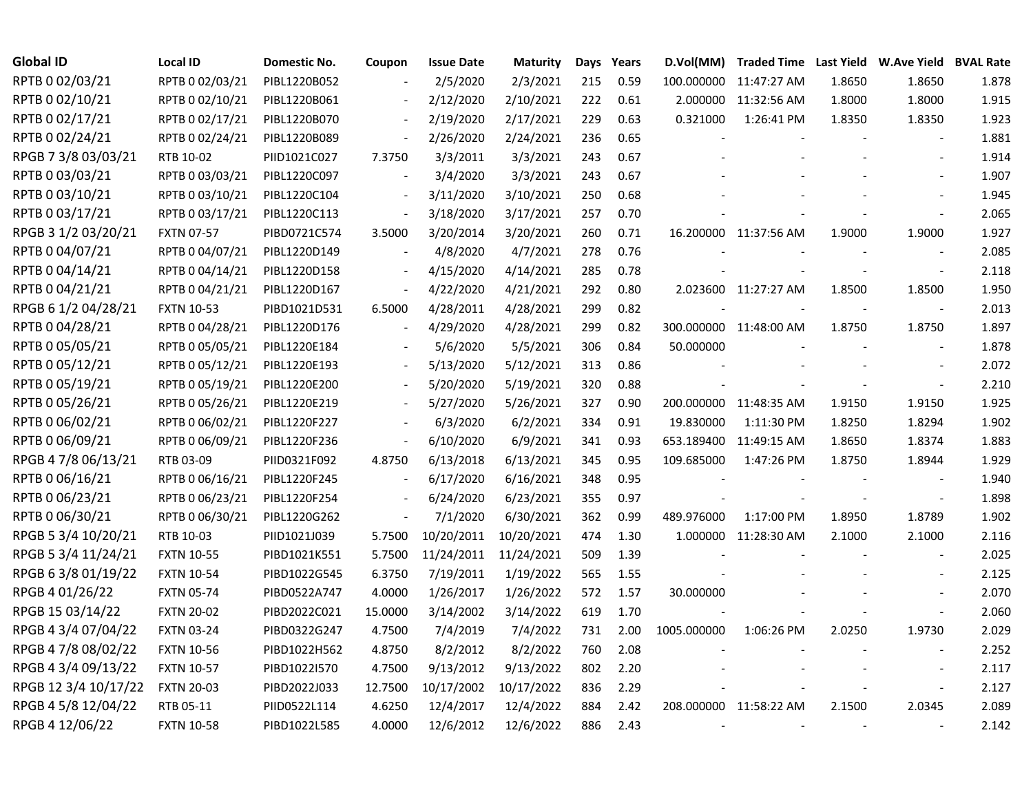| Global ID | Local ID | Domestic No. | Coupon | Issue Date | Maturity | Days | Years | D.Vol(MM) | Traded Time | Last Yield | W.Ave Yield | BVAL Rate |
|---|---|---|---|---|---|---|---|---|---|---|---|---|
| RPTB 0 02/03/21 | RPTB 0 02/03/21 | PIBL1220B052 | - | 2/5/2020 | 2/3/2021 | 215 | 0.59 | 100.000000 | 11:47:27 AM | 1.8650 | 1.8650 | 1.878 |
| RPTB 0 02/10/21 | RPTB 0 02/10/21 | PIBL1220B061 | - | 2/12/2020 | 2/10/2021 | 222 | 0.61 | 2.000000 | 11:32:56 AM | 1.8000 | 1.8000 | 1.915 |
| RPTB 0 02/17/21 | RPTB 0 02/17/21 | PIBL1220B070 | - | 2/19/2020 | 2/17/2021 | 229 | 0.63 | 0.321000 | 1:26:41 PM | 1.8350 | 1.8350 | 1.923 |
| RPTB 0 02/24/21 | RPTB 0 02/24/21 | PIBL1220B089 | - | 2/26/2020 | 2/24/2021 | 236 | 0.65 | - | - | - | - | 1.881 |
| RPGB 7 3/8 03/03/21 | RTB 10-02 | PIID1021C027 | 7.3750 | 3/3/2011 | 3/3/2021 | 243 | 0.67 | - | - | - | - | 1.914 |
| RPTB 0 03/03/21 | RPTB 0 03/03/21 | PIBL1220C097 | - | 3/4/2020 | 3/3/2021 | 243 | 0.67 | - | - | - | - | 1.907 |
| RPTB 0 03/10/21 | RPTB 0 03/10/21 | PIBL1220C104 | - | 3/11/2020 | 3/10/2021 | 250 | 0.68 | - | - | - | - | 1.945 |
| RPTB 0 03/17/21 | RPTB 0 03/17/21 | PIBL1220C113 | - | 3/18/2020 | 3/17/2021 | 257 | 0.70 | - | - | - | - | 2.065 |
| RPGB 3 1/2 03/20/21 | FXTN 07-57 | PIBD0721C574 | 3.5000 | 3/20/2014 | 3/20/2021 | 260 | 0.71 | 16.200000 | 11:37:56 AM | 1.9000 | 1.9000 | 1.927 |
| RPTB 0 04/07/21 | RPTB 0 04/07/21 | PIBL1220D149 | - | 4/8/2020 | 4/7/2021 | 278 | 0.76 | - | - | - | - | 2.085 |
| RPTB 0 04/14/21 | RPTB 0 04/14/21 | PIBL1220D158 | - | 4/15/2020 | 4/14/2021 | 285 | 0.78 | - | - | - | - | 2.118 |
| RPTB 0 04/21/21 | RPTB 0 04/21/21 | PIBL1220D167 | - | 4/22/2020 | 4/21/2021 | 292 | 0.80 | 2.023600 | 11:27:27 AM | 1.8500 | 1.8500 | 1.950 |
| RPGB 6 1/2 04/28/21 | FXTN 10-53 | PIBD1021D531 | 6.5000 | 4/28/2011 | 4/28/2021 | 299 | 0.82 | - | - | - | - | 2.013 |
| RPTB 0 04/28/21 | RPTB 0 04/28/21 | PIBL1220D176 | - | 4/29/2020 | 4/28/2021 | 299 | 0.82 | 300.000000 | 11:48:00 AM | 1.8750 | 1.8750 | 1.897 |
| RPTB 0 05/05/21 | RPTB 0 05/05/21 | PIBL1220E184 | - | 5/6/2020 | 5/5/2021 | 306 | 0.84 | 50.000000 | - | - | - | 1.878 |
| RPTB 0 05/12/21 | RPTB 0 05/12/21 | PIBL1220E193 | - | 5/13/2020 | 5/12/2021 | 313 | 0.86 | - | - | - | - | 2.072 |
| RPTB 0 05/19/21 | RPTB 0 05/19/21 | PIBL1220E200 | - | 5/20/2020 | 5/19/2021 | 320 | 0.88 | - | - | - | - | 2.210 |
| RPTB 0 05/26/21 | RPTB 0 05/26/21 | PIBL1220E219 | - | 5/27/2020 | 5/26/2021 | 327 | 0.90 | 200.000000 | 11:48:35 AM | 1.9150 | 1.9150 | 1.925 |
| RPTB 0 06/02/21 | RPTB 0 06/02/21 | PIBL1220F227 | - | 6/3/2020 | 6/2/2021 | 334 | 0.91 | 19.830000 | 1:11:30 PM | 1.8250 | 1.8294 | 1.902 |
| RPTB 0 06/09/21 | RPTB 0 06/09/21 | PIBL1220F236 | - | 6/10/2020 | 6/9/2021 | 341 | 0.93 | 653.189400 | 11:49:15 AM | 1.8650 | 1.8374 | 1.883 |
| RPGB 4 7/8 06/13/21 | RTB 03-09 | PIID0321F092 | 4.8750 | 6/13/2018 | 6/13/2021 | 345 | 0.95 | 109.685000 | 1:47:26 PM | 1.8750 | 1.8944 | 1.929 |
| RPTB 0 06/16/21 | RPTB 0 06/16/21 | PIBL1220F245 | - | 6/17/2020 | 6/16/2021 | 348 | 0.95 | - | - | - | - | 1.940 |
| RPTB 0 06/23/21 | RPTB 0 06/23/21 | PIBL1220F254 | - | 6/24/2020 | 6/23/2021 | 355 | 0.97 | - | - | - | - | 1.898 |
| RPTB 0 06/30/21 | RPTB 0 06/30/21 | PIBL1220G262 | - | 7/1/2020 | 6/30/2021 | 362 | 0.99 | 489.976000 | 1:17:00 PM | 1.8950 | 1.8789 | 1.902 |
| RPGB 5 3/4 10/20/21 | RTB 10-03 | PIID1021J039 | 5.7500 | 10/20/2011 | 10/20/2021 | 474 | 1.30 | 1.000000 | 11:28:30 AM | 2.1000 | 2.1000 | 2.116 |
| RPGB 5 3/4 11/24/21 | FXTN 10-55 | PIBD1021K551 | 5.7500 | 11/24/2011 | 11/24/2021 | 509 | 1.39 | - | - | - | - | 2.025 |
| RPGB 6 3/8 01/19/22 | FXTN 10-54 | PIBD1022G545 | 6.3750 | 7/19/2011 | 1/19/2022 | 565 | 1.55 | - | - | - | - | 2.125 |
| RPGB 4 01/26/22 | FXTN 05-74 | PIBD0522A747 | 4.0000 | 1/26/2017 | 1/26/2022 | 572 | 1.57 | 30.000000 | - | - | - | 2.070 |
| RPGB 15 03/14/22 | FXTN 20-02 | PIBD2022C021 | 15.0000 | 3/14/2002 | 3/14/2022 | 619 | 1.70 | - | - | - | - | 2.060 |
| RPGB 4 3/4 07/04/22 | FXTN 03-24 | PIBD0322G247 | 4.7500 | 7/4/2019 | 7/4/2022 | 731 | 2.00 | 1005.000000 | 1:06:26 PM | 2.0250 | 1.9730 | 2.029 |
| RPGB 4 7/8 08/02/22 | FXTN 10-56 | PIBD1022H562 | 4.8750 | 8/2/2012 | 8/2/2022 | 760 | 2.08 | - | - | - | - | 2.252 |
| RPGB 4 3/4 09/13/22 | FXTN 10-57 | PIBD1022I570 | 4.7500 | 9/13/2012 | 9/13/2022 | 802 | 2.20 | - | - | - | - | 2.117 |
| RPGB 12 3/4 10/17/22 | FXTN 20-03 | PIBD2022J033 | 12.7500 | 10/17/2002 | 10/17/2022 | 836 | 2.29 | - | - | - | - | 2.127 |
| RPGB 4 5/8 12/04/22 | RTB 05-11 | PIID0522L114 | 4.6250 | 12/4/2017 | 12/4/2022 | 884 | 2.42 | 208.000000 | 11:58:22 AM | 2.1500 | 2.0345 | 2.089 |
| RPGB 4 12/06/22 | FXTN 10-58 | PIBD1022L585 | 4.0000 | 12/6/2012 | 12/6/2022 | 886 | 2.43 | - | - | - | - | 2.142 |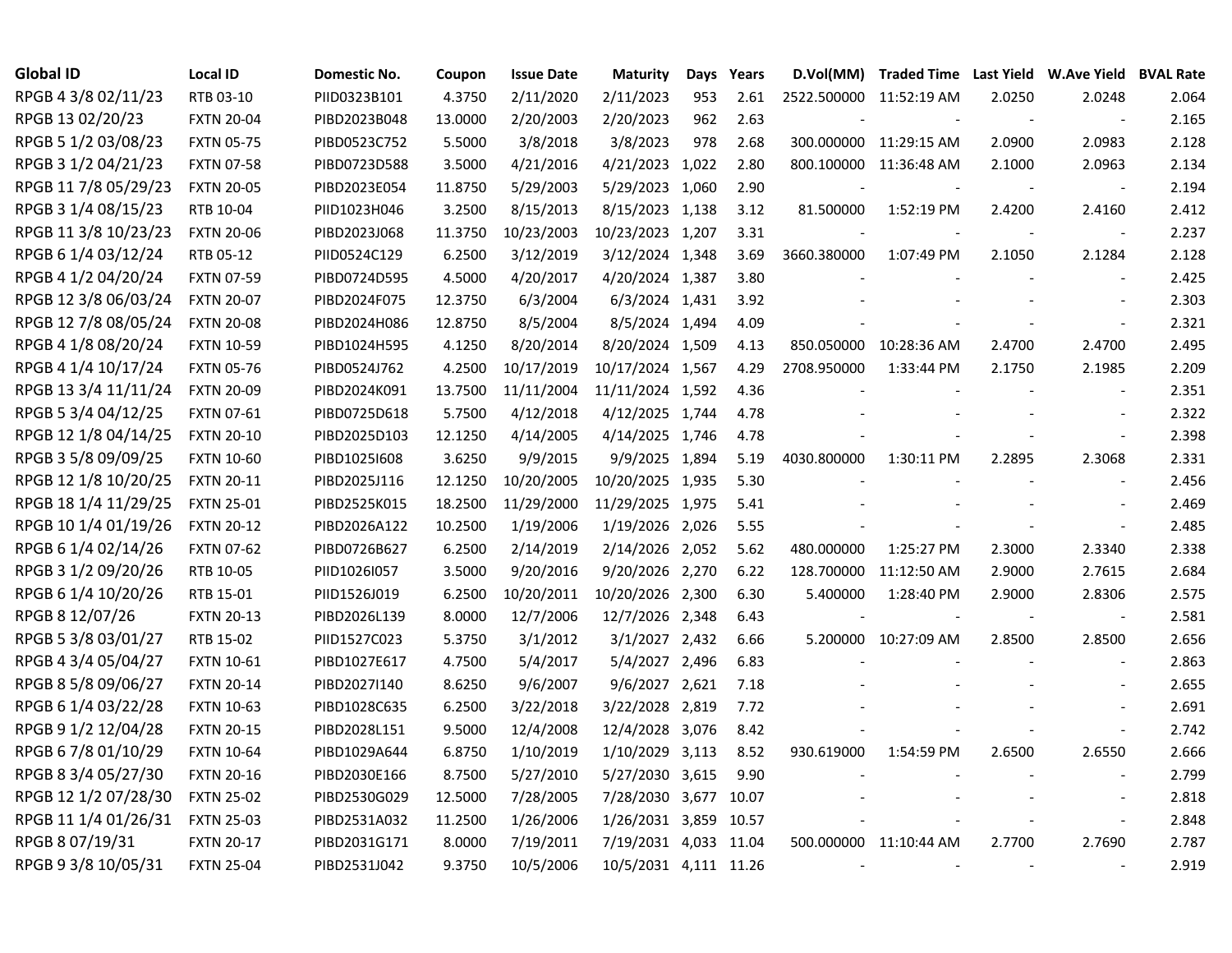| Global ID | Local ID | Domestic No. | Coupon | Issue Date | Maturity | Days | Years | D.Vol(MM) | Traded Time | Last Yield | W.Ave Yield | BVAL Rate |
|---|---|---|---|---|---|---|---|---|---|---|---|---|
| RPGB 4 3/8 02/11/23 | RTB 03-10 | PIID0323B101 | 4.3750 | 2/11/2020 | 2/11/2023 | 953 | 2.61 | 2522.500000 | 11:52:19 AM | 2.0250 | 2.0248 | 2.064 |
| RPGB 13 02/20/23 | FXTN 20-04 | PIBD2023B048 | 13.0000 | 2/20/2003 | 2/20/2023 | 962 | 2.63 | - | - | - | - | 2.165 |
| RPGB 5 1/2 03/08/23 | FXTN 05-75 | PIBD0523C752 | 5.5000 | 3/8/2018 | 3/8/2023 | 978 | 2.68 | 300.000000 | 11:29:15 AM | 2.0900 | 2.0983 | 2.128 |
| RPGB 3 1/2 04/21/23 | FXTN 07-58 | PIBD0723D588 | 3.5000 | 4/21/2016 | 4/21/2023 | 1,022 | 2.80 | 800.100000 | 11:36:48 AM | 2.1000 | 2.0963 | 2.134 |
| RPGB 11 7/8 05/29/23 | FXTN 20-05 | PIBD2023E054 | 11.8750 | 5/29/2003 | 5/29/2023 | 1,060 | 2.90 | - | - | - | - | 2.194 |
| RPGB 3 1/4 08/15/23 | RTB 10-04 | PIID1023H046 | 3.2500 | 8/15/2013 | 8/15/2023 | 1,138 | 3.12 | 81.500000 | 1:52:19 PM | 2.4200 | 2.4160 | 2.412 |
| RPGB 11 3/8 10/23/23 | FXTN 20-06 | PIBD2023J068 | 11.3750 | 10/23/2003 | 10/23/2023 | 1,207 | 3.31 | - | - | - | - | 2.237 |
| RPGB 6 1/4 03/12/24 | RTB 05-12 | PIID0524C129 | 6.2500 | 3/12/2019 | 3/12/2024 | 1,348 | 3.69 | 3660.380000 | 1:07:49 PM | 2.1050 | 2.1284 | 2.128 |
| RPGB 4 1/2 04/20/24 | FXTN 07-59 | PIBD0724D595 | 4.5000 | 4/20/2017 | 4/20/2024 | 1,387 | 3.80 | - | - | - | - | 2.425 |
| RPGB 12 3/8 06/03/24 | FXTN 20-07 | PIBD2024F075 | 12.3750 | 6/3/2004 | 6/3/2024 | 1,431 | 3.92 | - | - | - | - | 2.303 |
| RPGB 12 7/8 08/05/24 | FXTN 20-08 | PIBD2024H086 | 12.8750 | 8/5/2004 | 8/5/2024 | 1,494 | 4.09 | - | - | - | - | 2.321 |
| RPGB 4 1/8 08/20/24 | FXTN 10-59 | PIBD1024H595 | 4.1250 | 8/20/2014 | 8/20/2024 | 1,509 | 4.13 | 850.050000 | 10:28:36 AM | 2.4700 | 2.4700 | 2.495 |
| RPGB 4 1/4 10/17/24 | FXTN 05-76 | PIBD0524J762 | 4.2500 | 10/17/2019 | 10/17/2024 | 1,567 | 4.29 | 2708.950000 | 1:33:44 PM | 2.1750 | 2.1985 | 2.209 |
| RPGB 13 3/4 11/11/24 | FXTN 20-09 | PIBD2024K091 | 13.7500 | 11/11/2004 | 11/11/2024 | 1,592 | 4.36 | - | - | - | - | 2.351 |
| RPGB 5 3/4 04/12/25 | FXTN 07-61 | PIBD0725D618 | 5.7500 | 4/12/2018 | 4/12/2025 | 1,744 | 4.78 | - | - | - | - | 2.322 |
| RPGB 12 1/8 04/14/25 | FXTN 20-10 | PIBD2025D103 | 12.1250 | 4/14/2005 | 4/14/2025 | 1,746 | 4.78 | - | - | - | - | 2.398 |
| RPGB 3 5/8 09/09/25 | FXTN 10-60 | PIBD1025I608 | 3.6250 | 9/9/2015 | 9/9/2025 | 1,894 | 5.19 | 4030.800000 | 1:30:11 PM | 2.2895 | 2.3068 | 2.331 |
| RPGB 12 1/8 10/20/25 | FXTN 20-11 | PIBD2025J116 | 12.1250 | 10/20/2005 | 10/20/2025 | 1,935 | 5.30 | - | - | - | - | 2.456 |
| RPGB 18 1/4 11/29/25 | FXTN 25-01 | PIBD2525K015 | 18.2500 | 11/29/2000 | 11/29/2025 | 1,975 | 5.41 | - | - | - | - | 2.469 |
| RPGB 10 1/4 01/19/26 | FXTN 20-12 | PIBD2026A122 | 10.2500 | 1/19/2006 | 1/19/2026 | 2,026 | 5.55 | - | - | - | - | 2.485 |
| RPGB 6 1/4 02/14/26 | FXTN 07-62 | PIBD0726B627 | 6.2500 | 2/14/2019 | 2/14/2026 | 2,052 | 5.62 | 480.000000 | 1:25:27 PM | 2.3000 | 2.3340 | 2.338 |
| RPGB 3 1/2 09/20/26 | RTB 10-05 | PIID1026I057 | 3.5000 | 9/20/2016 | 9/20/2026 | 2,270 | 6.22 | 128.700000 | 11:12:50 AM | 2.9000 | 2.7615 | 2.684 |
| RPGB 6 1/4 10/20/26 | RTB 15-01 | PIID1526J019 | 6.2500 | 10/20/2011 | 10/20/2026 | 2,300 | 6.30 | 5.400000 | 1:28:40 PM | 2.9000 | 2.8306 | 2.575 |
| RPGB 8 12/07/26 | FXTN 20-13 | PIBD2026L139 | 8.0000 | 12/7/2006 | 12/7/2026 | 2,348 | 6.43 | - | - | - | - | 2.581 |
| RPGB 5 3/8 03/01/27 | RTB 15-02 | PIID1527C023 | 5.3750 | 3/1/2012 | 3/1/2027 | 2,432 | 6.66 | 5.200000 | 10:27:09 AM | 2.8500 | 2.8500 | 2.656 |
| RPGB 4 3/4 05/04/27 | FXTN 10-61 | PIBD1027E617 | 4.7500 | 5/4/2017 | 5/4/2027 | 2,496 | 6.83 | - | - | - | - | 2.863 |
| RPGB 8 5/8 09/06/27 | FXTN 20-14 | PIBD2027I140 | 8.6250 | 9/6/2007 | 9/6/2027 | 2,621 | 7.18 | - | - | - | - | 2.655 |
| RPGB 6 1/4 03/22/28 | FXTN 10-63 | PIBD1028C635 | 6.2500 | 3/22/2018 | 3/22/2028 | 2,819 | 7.72 | - | - | - | - | 2.691 |
| RPGB 9 1/2 12/04/28 | FXTN 20-15 | PIBD2028L151 | 9.5000 | 12/4/2008 | 12/4/2028 | 3,076 | 8.42 | - | - | - | - | 2.742 |
| RPGB 6 7/8 01/10/29 | FXTN 10-64 | PIBD1029A644 | 6.8750 | 1/10/2019 | 1/10/2029 | 3,113 | 8.52 | 930.619000 | 1:54:59 PM | 2.6500 | 2.6550 | 2.666 |
| RPGB 8 3/4 05/27/30 | FXTN 20-16 | PIBD2030E166 | 8.7500 | 5/27/2010 | 5/27/2030 | 3,615 | 9.90 | - | - | - | - | 2.799 |
| RPGB 12 1/2 07/28/30 | FXTN 25-02 | PIBD2530G029 | 12.5000 | 7/28/2005 | 7/28/2030 | 3,677 | 10.07 | - | - | - | - | 2.818 |
| RPGB 11 1/4 01/26/31 | FXTN 25-03 | PIBD2531A032 | 11.2500 | 1/26/2006 | 1/26/2031 | 3,859 | 10.57 | - | - | - | - | 2.848 |
| RPGB 8 07/19/31 | FXTN 20-17 | PIBD2031G171 | 8.0000 | 7/19/2011 | 7/19/2031 | 4,033 | 11.04 | 500.000000 | 11:10:44 AM | 2.7700 | 2.7690 | 2.787 |
| RPGB 9 3/8 10/05/31 | FXTN 25-04 | PIBD2531J042 | 9.3750 | 10/5/2006 | 10/5/2031 | 4,111 | 11.26 | - | - | - | - | 2.919 |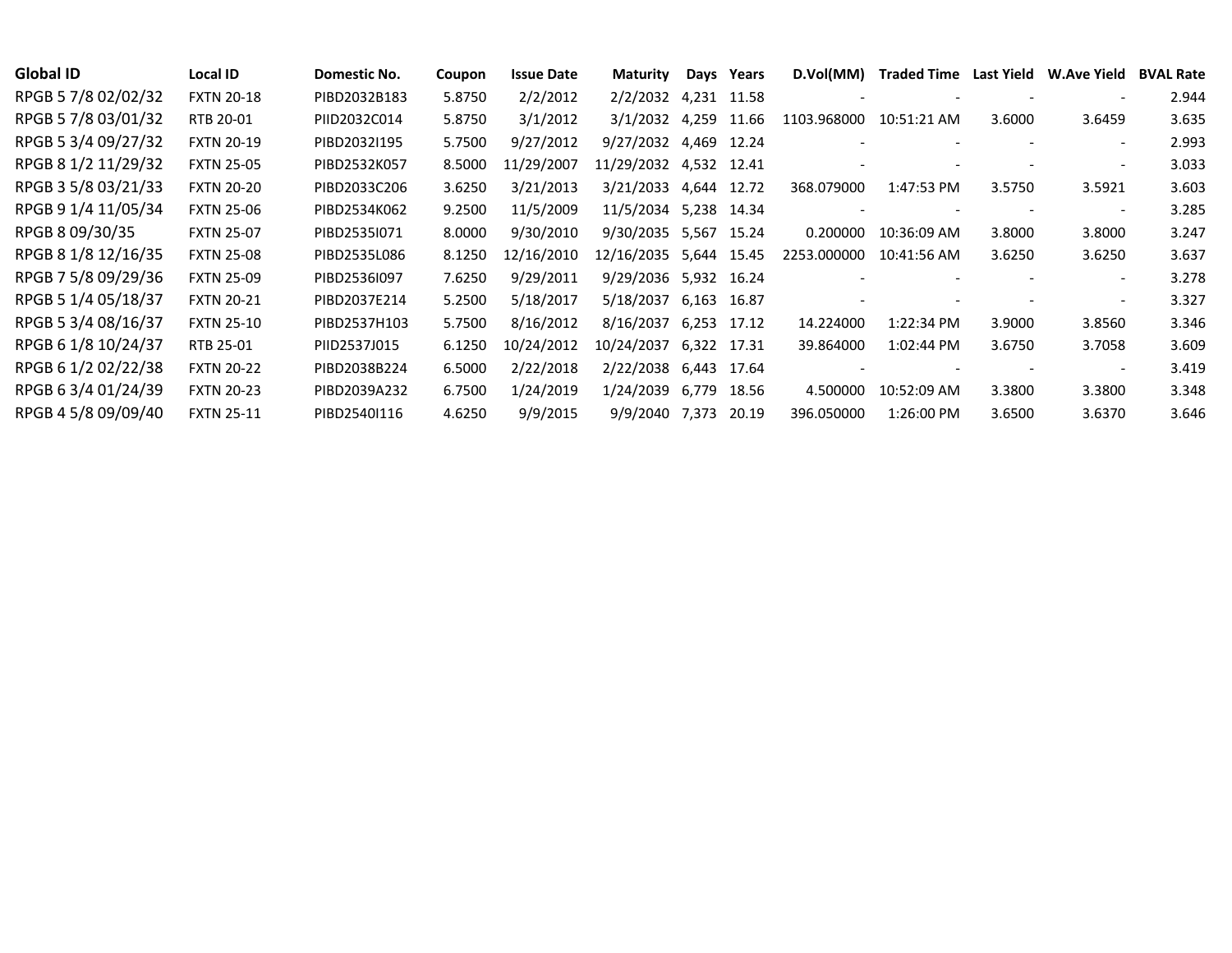| Global ID | Local ID | Domestic No. | Coupon | Issue Date | Maturity | Days | Years | D.Vol(MM) | Traded Time | Last Yield | W.Ave Yield | BVAL Rate |
|---|---|---|---|---|---|---|---|---|---|---|---|---|
| RPGB 5 7/8 02/02/32 | FXTN 20-18 | PIBD2032B183 | 5.8750 | 2/2/2012 | 2/2/2032 | 4,231 | 11.58 | - | - | - | - | 2.944 |
| RPGB 5 7/8 03/01/32 | RTB 20-01 | PIID2032C014 | 5.8750 | 3/1/2012 | 3/1/2032 | 4,259 | 11.66 | 1103.968000 | 10:51:21 AM | 3.6000 | 3.6459 | 3.635 |
| RPGB 5 3/4 09/27/32 | FXTN 20-19 | PIBD2032I195 | 5.7500 | 9/27/2012 | 9/27/2032 | 4,469 | 12.24 | - | - | - | - | 2.993 |
| RPGB 8 1/2 11/29/32 | FXTN 25-05 | PIBD2532K057 | 8.5000 | 11/29/2007 | 11/29/2032 | 4,532 | 12.41 | - | - | - | - | 3.033 |
| RPGB 3 5/8 03/21/33 | FXTN 20-20 | PIBD2033C206 | 3.6250 | 3/21/2013 | 3/21/2033 | 4,644 | 12.72 | 368.079000 | 1:47:53 PM | 3.5750 | 3.5921 | 3.603 |
| RPGB 9 1/4 11/05/34 | FXTN 25-06 | PIBD2534K062 | 9.2500 | 11/5/2009 | 11/5/2034 | 5,238 | 14.34 | - | - | - | - | 3.285 |
| RPGB 8 09/30/35 | FXTN 25-07 | PIBD2535I071 | 8.0000 | 9/30/2010 | 9/30/2035 | 5,567 | 15.24 | 0.200000 | 10:36:09 AM | 3.8000 | 3.8000 | 3.247 |
| RPGB 8 1/8 12/16/35 | FXTN 25-08 | PIBD2535L086 | 8.1250 | 12/16/2010 | 12/16/2035 | 5,644 | 15.45 | 2253.000000 | 10:41:56 AM | 3.6250 | 3.6250 | 3.637 |
| RPGB 7 5/8 09/29/36 | FXTN 25-09 | PIBD2536I097 | 7.6250 | 9/29/2011 | 9/29/2036 | 5,932 | 16.24 | - | - | - | - | 3.278 |
| RPGB 5 1/4 05/18/37 | FXTN 20-21 | PIBD2037E214 | 5.2500 | 5/18/2017 | 5/18/2037 | 6,163 | 16.87 | - | - | - | - | 3.327 |
| RPGB 5 3/4 08/16/37 | FXTN 25-10 | PIBD2537H103 | 5.7500 | 8/16/2012 | 8/16/2037 | 6,253 | 17.12 | 14.224000 | 1:22:34 PM | 3.9000 | 3.8560 | 3.346 |
| RPGB 6 1/8 10/24/37 | RTB 25-01 | PIID2537J015 | 6.1250 | 10/24/2012 | 10/24/2037 | 6,322 | 17.31 | 39.864000 | 1:02:44 PM | 3.6750 | 3.7058 | 3.609 |
| RPGB 6 1/2 02/22/38 | FXTN 20-22 | PIBD2038B224 | 6.5000 | 2/22/2018 | 2/22/2038 | 6,443 | 17.64 | - | - | - | - | 3.419 |
| RPGB 6 3/4 01/24/39 | FXTN 20-23 | PIBD2039A232 | 6.7500 | 1/24/2019 | 1/24/2039 | 6,779 | 18.56 | 4.500000 | 10:52:09 AM | 3.3800 | 3.3800 | 3.348 |
| RPGB 4 5/8 09/09/40 | FXTN 25-11 | PIBD2540I116 | 4.6250 | 9/9/2015 | 9/9/2040 | 7,373 | 20.19 | 396.050000 | 1:26:00 PM | 3.6500 | 3.6370 | 3.646 |